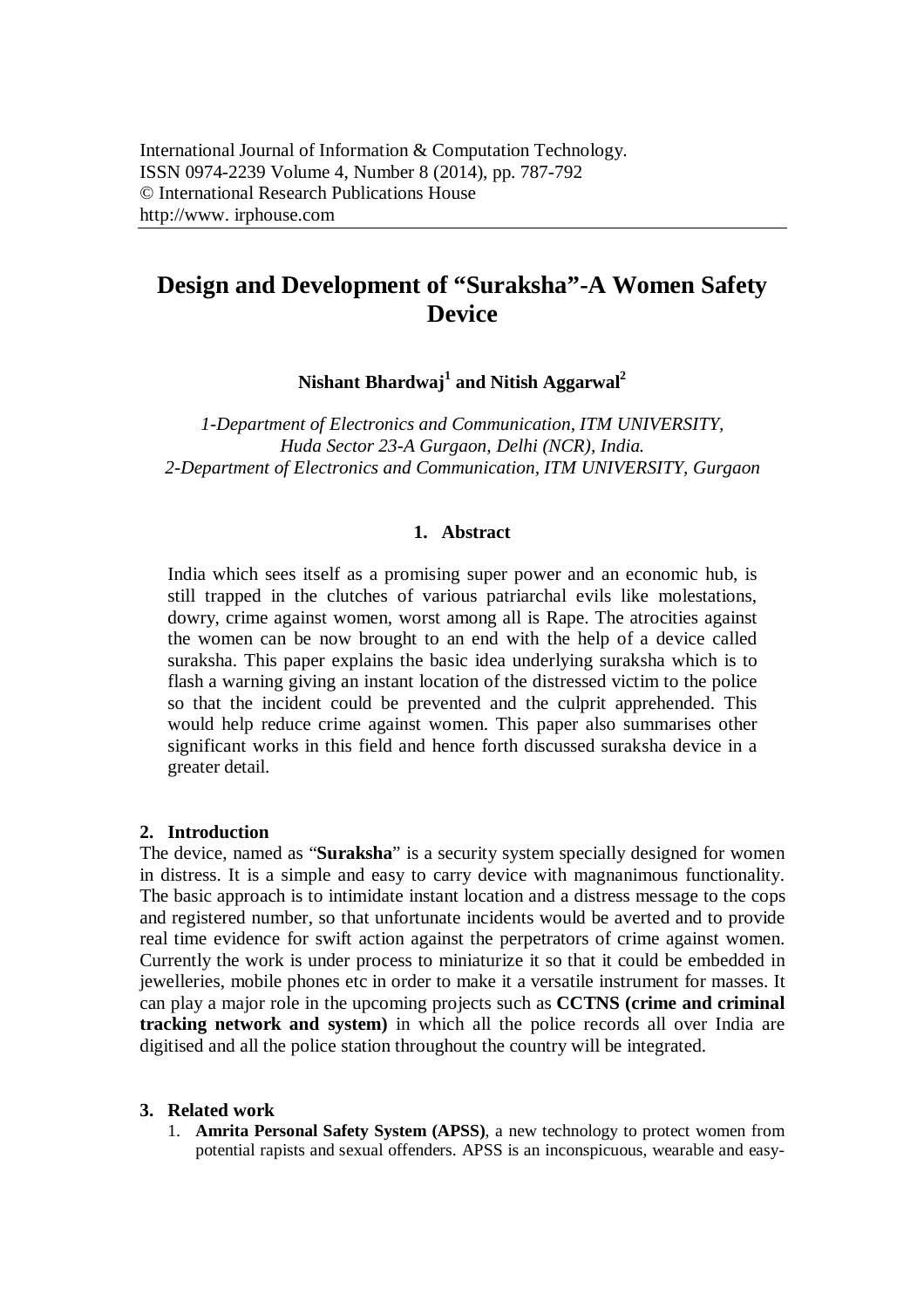International Journal of Information & Computation Technology.
ISSN 0974-2239 Volume 4, Number 8 (2014), pp. 787-792
© International Research Publications House
http://www. irphouse.com

# Design and Development of "Suraksha"-A Women Safety Device

**Nishant Bhardwaj[1] and Nitish Aggarwal[2]**

*1-Department of Electronics and Communication, ITM UNIVERSITY, Huda Sector 23-A Gurgaon, Delhi (NCR), India.*
*2-Department of Electronics and Communication, ITM UNIVERSITY, Gurgaon*

## 1. Abstract

India which sees itself as a promising super power and an economic hub, is still trapped in the clutches of various patriarchal evils like molestations, dowry, crime against women, worst among all is Rape. The atrocities against the women can be now brought to an end with the help of a device called suraksha. This paper explains the basic idea underlying suraksha which is to flash a warning giving an instant location of the distressed victim to the police so that the incident could be prevented and the culprit apprehended. This would help reduce crime against women. This paper also summarises other significant works in this field and hence forth discussed suraksha device in a greater detail.

## 2. Introduction

The device, named as "**Suraksha**" is a security system specially designed for women in distress. It is a simple and easy to carry device with magnanimous functionality. The basic approach is to intimidate instant location and a distress message to the cops and registered number, so that unfortunate incidents would be averted and to provide real time evidence for swift action against the perpetrators of crime against women. Currently the work is under process to miniaturize it so that it could be embedded in jewelleries, mobile phones etc in order to make it a versatile instrument for masses. It can play a major role in the upcoming projects such as **CCTNS (crime and criminal tracking network and system)** in which all the police records all over India are digitised and all the police station throughout the country will be integrated.

## 3. Related work

1. **Amrita Personal Safety System (APSS)**, a new technology to protect women from potential rapists and sexual offenders. APSS is an inconspicuous, wearable and easy-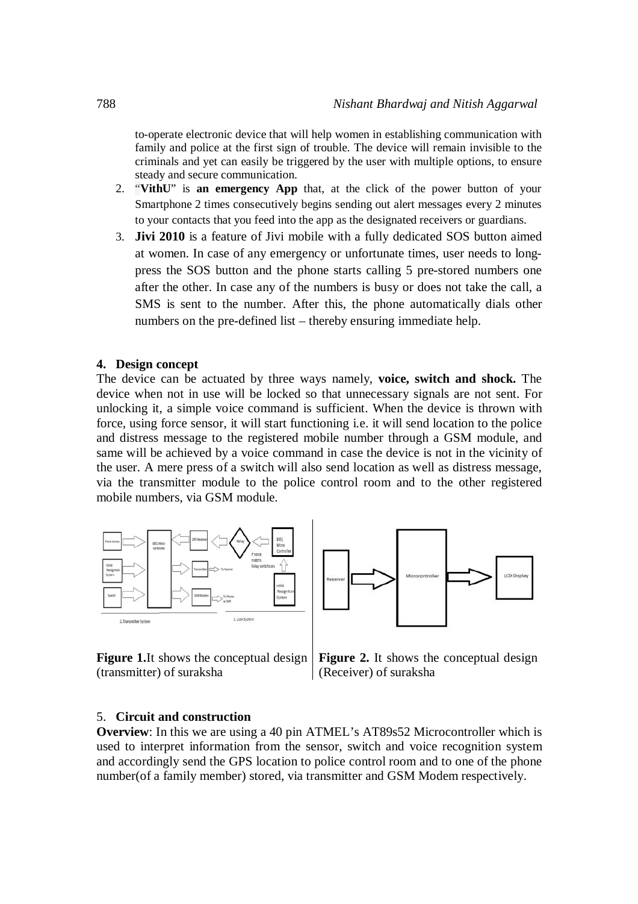to-operate electronic device that will help women in establishing communication with family and police at the first sign of trouble. The device will remain invisible to the criminals and yet can easily be triggered by the user with multiple options, to ensure steady and secure communication.

2. "**VithU**" is **an emergency App** that, at the click of the power button of your Smartphone 2 times consecutively begins sending out alert messages every 2 minutes to your contacts that you feed into the app as the designated receivers or guardians.
3. **Jivi 2010** is a feature of Jivi mobile with a fully dedicated SOS button aimed at women. In case of any emergency or unfortunate times, user needs to long-press the SOS button and the phone starts calling 5 pre-stored numbers one after the other. In case any of the numbers is busy or does not take the call, a SMS is sent to the number. After this, the phone automatically dials other numbers on the pre-defined list – thereby ensuring immediate help.

## 4. Design concept

The device can be actuated by three ways namely, **voice, switch and shock.** The device when not in use will be locked so that unnecessary signals are not sent. For unlocking it, a simple voice command is sufficient. When the device is thrown with force, using force sensor, it will start functioning i.e. it will send location to the police and distress message to the registered mobile number through a GSM module, and same will be achieved by a voice command in case the device is not in the vicinity of the user. A mere press of a switch will also send location as well as distress message, via the transmitter module to the police control room and to the other registered mobile numbers, via GSM module.

**Figure 1.** It shows the conceptual design (transmitter) of suraksha

**Figure 2.** It shows the conceptual design (Receiver) of suraksha

## 5. Circuit and construction

**Overview**: In this we are using a 40 pin ATMEL's AT89s52 Microcontroller which is used to interpret information from the sensor, switch and voice recognition system and accordingly send the GPS location to police control room and to one of the phone number(of a family member) stored, via transmitter and GSM Modem respectively.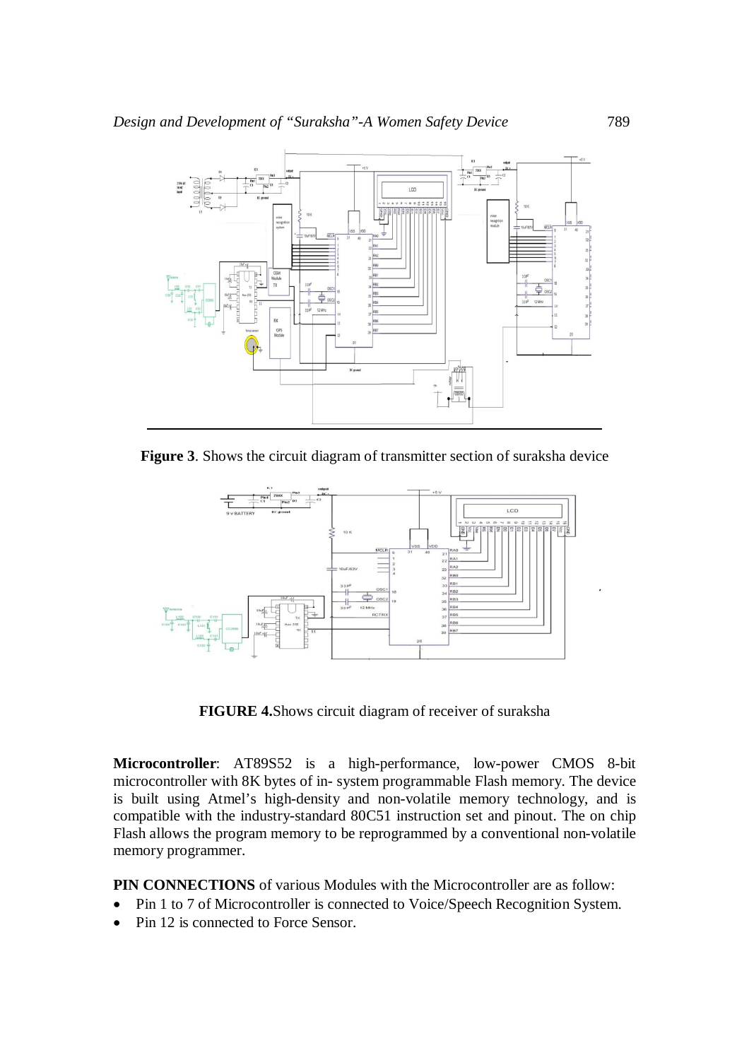Figure 3. Shows the circuit diagram of transmitter section of suraksha device

FIGURE 4.Shows circuit diagram of receiver of suraksha

**Microcontroller**: AT89S52 is a high-performance, low-power CMOS 8-bit microcontroller with 8K bytes of in- system programmable Flash memory. The device is built using Atmel's high-density and non-volatile memory technology, and is compatible with the industry-standard 80C51 instruction set and pinout. The on chip Flash allows the program memory to be reprogrammed by a conventional non-volatile memory programmer.

**PIN CONNECTIONS** of various Modules with the Microcontroller are as follow:

- Pin 1 to 7 of Microcontroller is connected to Voice/Speech Recognition System.
- Pin 12 is connected to Force Sensor.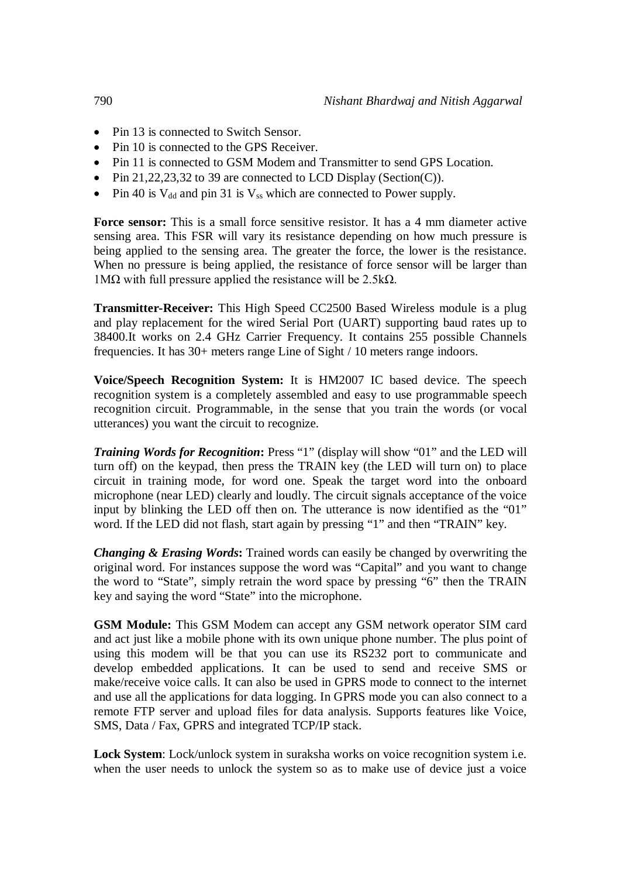- Pin 13 is connected to Switch Sensor.
- Pin 10 is connected to the GPS Receiver.
- Pin 11 is connected to GSM Modem and Transmitter to send GPS Location.
- Pin 21,22,23,32 to 39 are connected to LCD Display (Section(C)).
- Pin 40 is $V_{dd}$ and pin 31 is $V_{ss}$ which are connected to Power supply.

**Force sensor:** This is a small force sensitive resistor. It has a 4 mm diameter active sensing area. This FSR will vary its resistance depending on how much pressure is being applied to the sensing area. The greater the force, the lower is the resistance. When no pressure is being applied, the resistance of force sensor will be larger than 1MΩ with full pressure applied the resistance will be 2.5kΩ.

**Transmitter-Receiver:** This High Speed CC2500 Based Wireless module is a plug and play replacement for the wired Serial Port (UART) supporting baud rates up to 38400.It works on 2.4 GHz Carrier Frequency. It contains 255 possible Channels frequencies. It has 30+ meters range Line of Sight / 10 meters range indoors.

**Voice/Speech Recognition System:** It is HM2007 IC based device. The speech recognition system is a completely assembled and easy to use programmable speech recognition circuit. Programmable, in the sense that you train the words (or vocal utterances) you want the circuit to recognize.

***Training Words for Recognition*:** Press "1" (display will show "01" and the LED will turn off) on the keypad, then press the TRAIN key (the LED will turn on) to place circuit in training mode, for word one. Speak the target word into the onboard microphone (near LED) clearly and loudly. The circuit signals acceptance of the voice input by blinking the LED off then on. The utterance is now identified as the "01" word. If the LED did not flash, start again by pressing "1" and then "TRAIN" key.

***Changing & Erasing Words*:** Trained words can easily be changed by overwriting the original word. For instances suppose the word was "Capital" and you want to change the word to "State", simply retrain the word space by pressing "6" then the TRAIN key and saying the word "State" into the microphone.

**GSM Module:** This GSM Modem can accept any GSM network operator SIM card and act just like a mobile phone with its own unique phone number. The plus point of using this modem will be that you can use its RS232 port to communicate and develop embedded applications. It can be used to send and receive SMS or make/receive voice calls. It can also be used in GPRS mode to connect to the internet and use all the applications for data logging. In GPRS mode you can also connect to a remote FTP server and upload files for data analysis. Supports features like Voice, SMS, Data / Fax, GPRS and integrated TCP/IP stack.

**Lock System**: Lock/unlock system in suraksha works on voice recognition system i.e. when the user needs to unlock the system so as to make use of device just a voice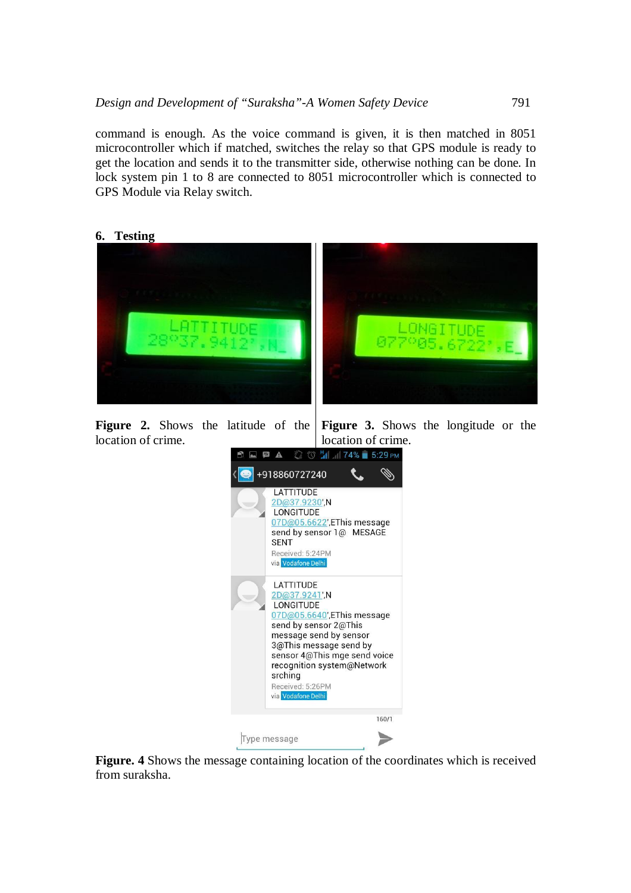command is enough. As the voice command is given, it is then matched in 8051 microcontroller which if matched, switches the relay so that GPS module is ready to get the location and sends it to the transmitter side, otherwise nothing can be done. In lock system pin 1 to 8 are connected to 8051 microcontroller which is connected to GPS Module via Relay switch.

## 6. Testing

**Figure 2.** Shows the latitude of the location of crime.

**Figure 3.** Shows the longitude or the location of crime.

**Figure. 4** Shows the message containing location of the coordinates which is received from suraksha.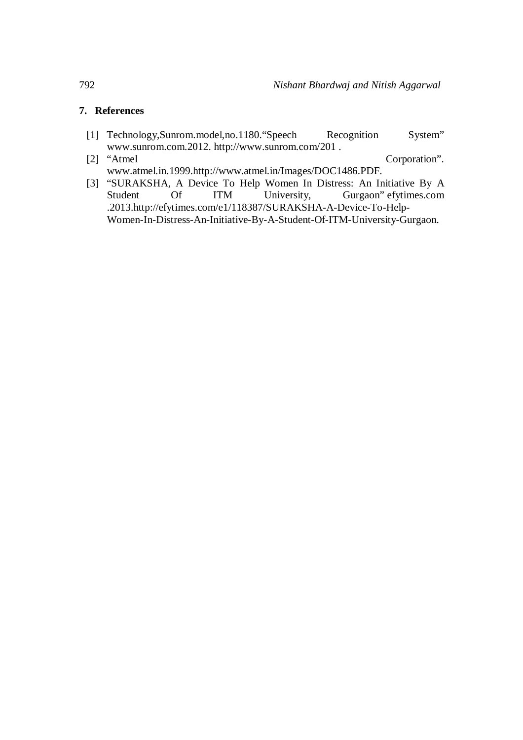## 7. References

[1] Technology,Sunrom.model,no.1180."Speech Recognition System" www.sunrom.com.2012. http://www.sunrom.com/201 .

[2] "Atmel Corporation". www.atmel.in.1999.http://www.atmel.in/Images/DOC1486.PDF.

[3] "SURAKSHA, A Device To Help Women In Distress: An Initiative By A Student Of ITM University, Gurgaon" efytimes.com .2013.http://efytimes.com/e1/118387/SURAKSHA-A-Device-To-Help-Women-In-Distress-An-Initiative-By-A-Student-Of-ITM-University-Gurgaon.